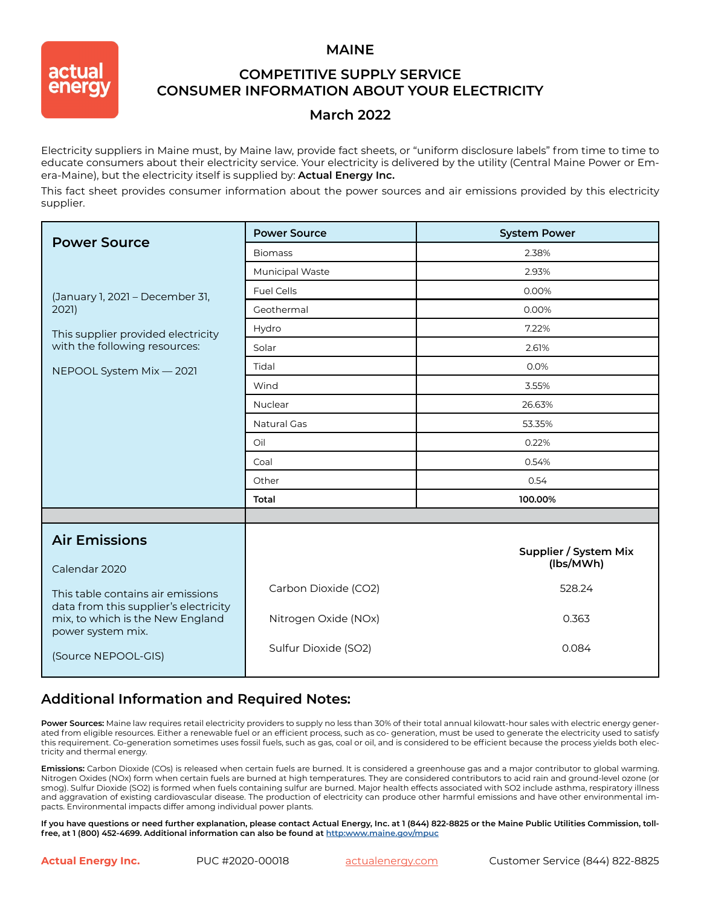actual energy

# MAINE

## COMPETITIVE SUPPLY SERVICE
## CONSUMER INFORMATION ABOUT YOUR ELECTRICITY

## March 2022

Electricity suppliers in Maine must, by Maine law, provide fact sheets, or "uniform disclosure labels" from time to time to educate consumers about their electricity service. Your electricity is delivered by the utility (Central Maine Power or Emera-Maine), but the electricity itself is supplied by: **Actual Energy Inc.**

This fact sheet provides consumer information about the power sources and air emissions provided by this electricity supplier.

### Power Source

(January 1, 2021 – December 31, 2021)

This supplier provided electricity with the following resources:

NEPOOL System Mix — 2021

| Power Source | System Power |
|---|---|
| Biomass | 2.38% |
| Municipal Waste | 2.93% |
| Fuel Cells | 0.00% |
| Geothermal | 0.00% |
| Hydro | 7.22% |
| Solar | 2.61% |
| Tidal | 0.0% |
| Wind | 3.55% |
| Nuclear | 26.63% |
| Natural Gas | 53.35% |
| Oil | 0.22% |
| Coal | 0.54% |
| Other | 0.54 |
| **Total** | **100.00%** |

### Air Emissions

Calendar 2020

This table contains air emissions data from this supplier's electricity mix, to which is the New England power system mix.

(Source NEPOOL-GIS)

| | Supplier / System Mix (lbs/MWh) |
|---|---|
| Carbon Dioxide (CO2) | 528.24 |
| Nitrogen Oxide (NOx) | 0.363 |
| Sulfur Dioxide (SO2) | 0.084 |

## Additional Information and Required Notes:

**Power Sources:** Maine law requires retail electricity providers to supply no less than 30% of their total annual kilowatt-hour sales with electric energy generated from eligible resources. Either a renewable fuel or an efficient process, such as co- generation, must be used to generate the electricity used to satisfy this requirement. Co-generation sometimes uses fossil fuels, such as gas, coal or oil, and is considered to be efficient because the process yields both electricity and thermal energy.

**Emissions:** Carbon Dioxide (COs) is released when certain fuels are burned. It is considered a greenhouse gas and a major contributor to global warming. Nitrogen Oxides (NOx) form when certain fuels are burned at high temperatures. They are considered contributors to acid rain and ground-level ozone (or smog). Sulfur Dioxide (SO2) is formed when fuels containing sulfur are burned. Major health effects associated with SO2 include asthma, respiratory illness and aggravation of existing cardiovascular disease. The production of electricity can produce other harmful emissions and have other environmental impacts. Environmental impacts differ among individual power plants.

**If you have questions or need further explanation, please contact Actual Energy, Inc. at 1 (844) 822-8825 or the Maine Public Utilities Commission, toll-free, at 1 (800) 452-4699. Additional information can also be found at http:www.maine.gov/mpuc**

**Actual Energy Inc.** PUC #2020-00018 actualenergy.com Customer Service (844) 822-8825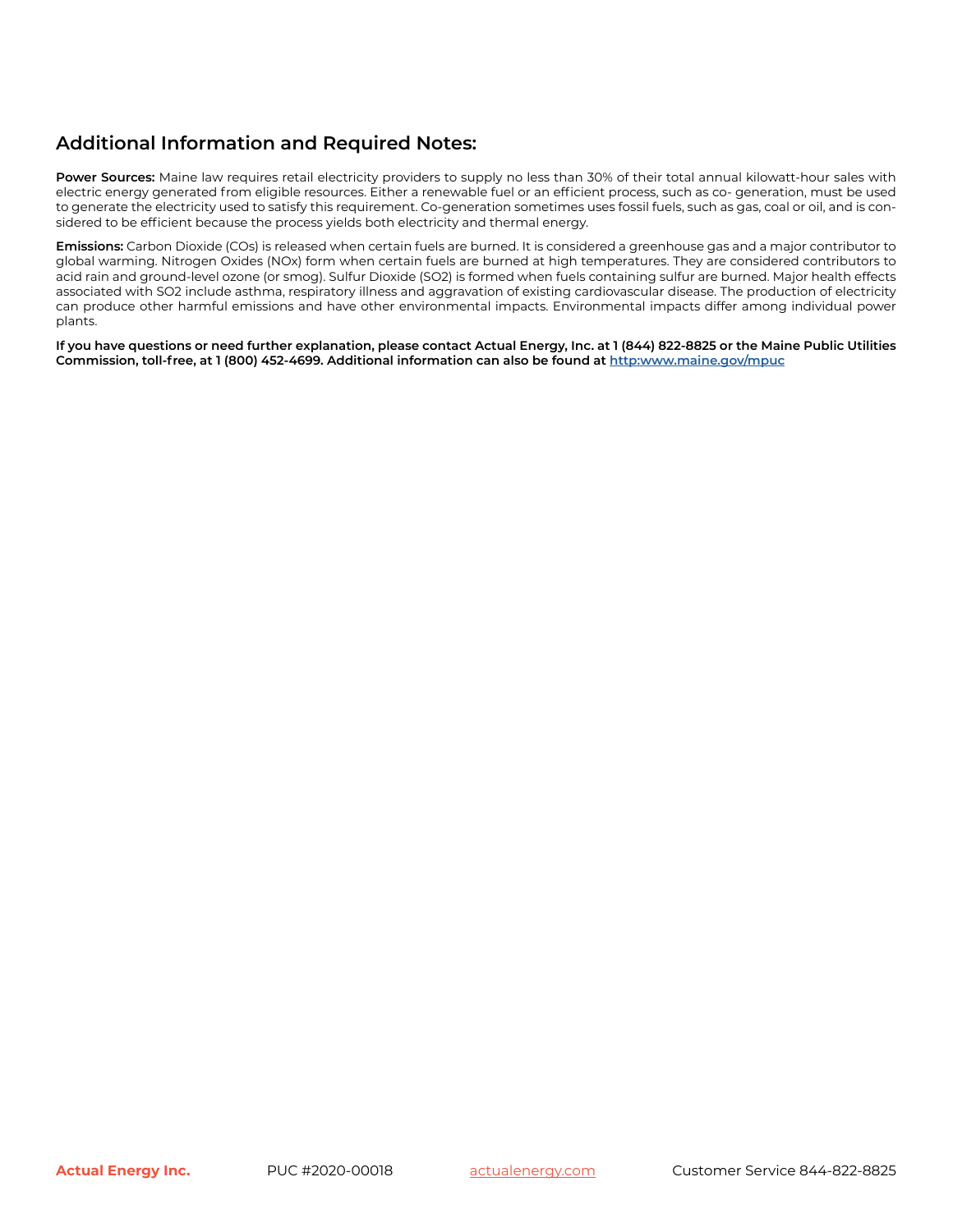## Additional Information and Required Notes:

**Power Sources:** Maine law requires retail electricity providers to supply no less than 30% of their total annual kilowatt-hour sales with electric energy generated from eligible resources. Either a renewable fuel or an efficient process, such as co- generation, must be used to generate the electricity used to satisfy this requirement. Co-generation sometimes uses fossil fuels, such as gas, coal or oil, and is considered to be efficient because the process yields both electricity and thermal energy.

**Emissions:** Carbon Dioxide (COs) is released when certain fuels are burned. It is considered a greenhouse gas and a major contributor to global warming. Nitrogen Oxides (NOx) form when certain fuels are burned at high temperatures. They are considered contributors to acid rain and ground-level ozone (or smog). Sulfur Dioxide (SO2) is formed when fuels containing sulfur are burned. Major health effects associated with SO2 include asthma, respiratory illness and aggravation of existing cardiovascular disease. The production of electricity can produce other harmful emissions and have other environmental impacts. Environmental impacts differ among individual power plants.

**If you have questions or need further explanation, please contact Actual Energy, Inc. at 1 (844) 822-8825 or the Maine Public Utilities Commission, toll-free, at 1 (800) 452-4699. Additional information can also be found at [http:www.maine.gov/mpuc](http:www.maine.gov/mpuc)**

**Actual Energy Inc.** PUC #2020-00018 actualenergy.com Customer Service 844-822-8825